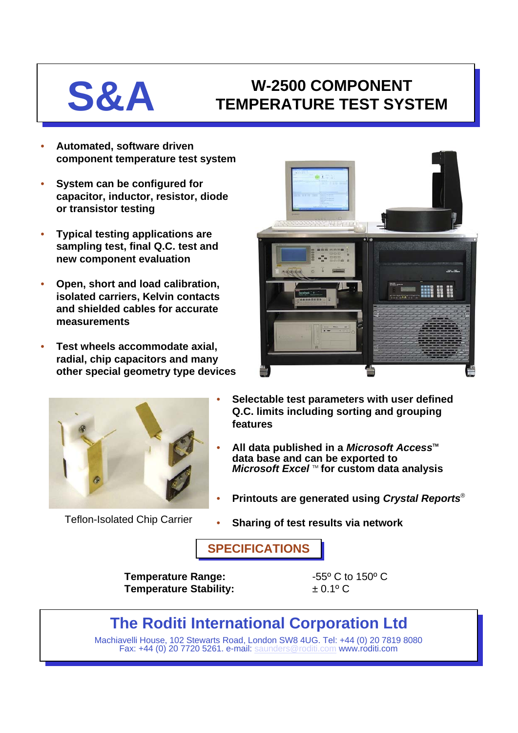# S&A

# W-2500 COMPONENT TEMPERATURE TEST SYSTEM

- **Automated, software driven component temperature test system**
- **System can be configured for capacitor, inductor, resistor, diode or transistor testing**
- **Typical testing applications are sampling test, final Q.C. test and new component evaluation**
- **Open, short and load calibration, isolated carriers, Kelvin contacts and shielded cables for accurate measurements**
- **Test wheels accommodate axial, radial, chip capacitors and many other special geometry type devices**

Teflon-Isolated Chip Carrier

- **Selectable test parameters with user defined Q.C. limits including sorting and grouping features**
- **All data published in a *Microsoft Access*™ data base and can be exported to *Microsoft Excel* ™ for custom data analysis**
- **Printouts are generated using *Crystal Reports*®**
- **Sharing of test results via network**

## SPECIFICATIONS

| | |
|---|---|
| **Temperature Range:** | -55º C to 150º C |
| **Temperature Stability:** | ± 0.1º C |

## The Roditi International Corporation Ltd

Machiavelli House, 102 Stewarts Road, London SW8 4UG. Tel: +44 (0) 20 7819 8080
Fax: +44 (0) 20 7720 5261. e-mail: saunders@roditi.com www.roditi.com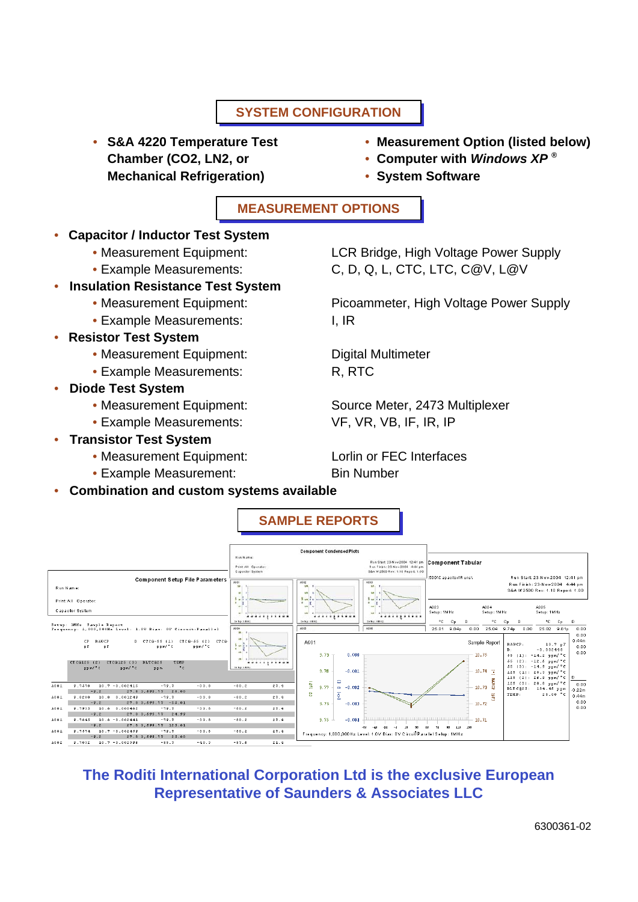## SYSTEM CONFIGURATION

- **S&A 4220 Temperature Test Chamber ($CO_2$, $LN_2$, or Mechanical Refrigeration)**
- **Measurement Option (listed below)**
- **Computer with *Windows XP* ®**
- **System Software**

## MEASUREMENT OPTIONS

- **Capacitor / Inductor Test System**
  - Measurement Equipment: LCR Bridge, High Voltage Power Supply
  - Example Measurements: C, D, Q, L, CTC, LTC, C@V, L@V
- **Insulation Resistance Test System**
  - Measurement Equipment: Picoammeter, High Voltage Power Supply
  - Example Measurements: I, IR
- **Resistor Test System**
  - Measurement Equipment: Digital Multimeter
  - Example Measurements: R, RTC
- **Diode Test System**
  - Measurement Equipment: Source Meter, 2473 Multiplexer
  - Example Measurements: VF, VR, VB, IF, IR, IP
- **Transistor Test System**
  - Measurement Equipment: Lorlin or FEC Interfaces
  - Example Measurement: Bin Number
- **Combination and custom systems available**

## SAMPLE REPORTS

Component Setup File Parameters

Component Condensed Plots

Component Tabular

Sample Report

**The Roditi International Corporation Ltd is the exclusive European Representative of Saunders & Associates LLC**

6300361-02